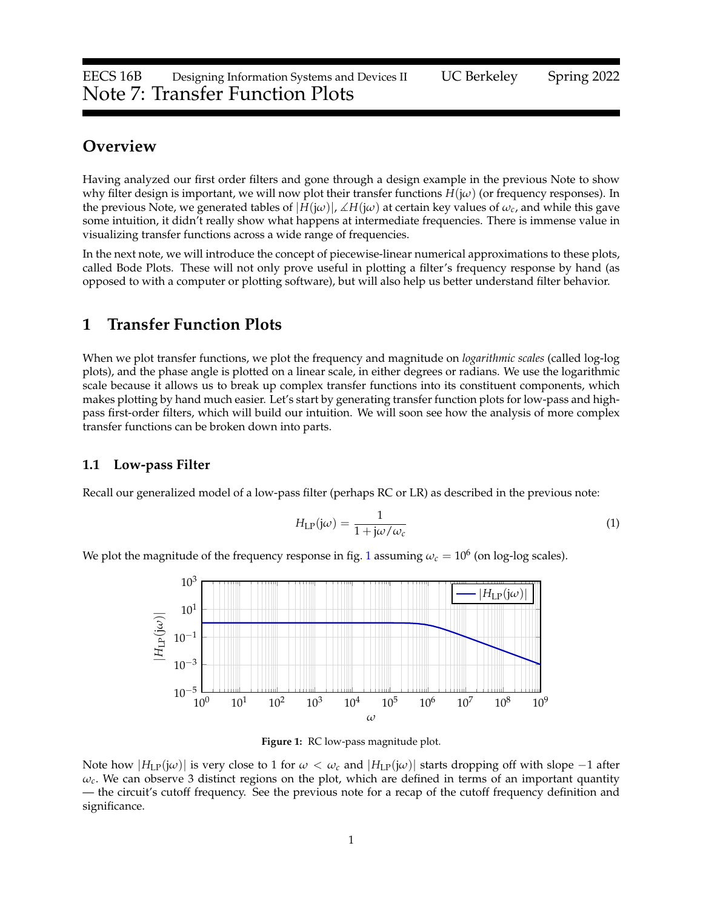EECS 16B Designing Information Systems and Devices II UC Berkeley Spring 2022

# Note 7: Transfer Function Plots

## Overview

Having analyzed our first order filters and gone through a design example in the previous Note to show why filter design is important, we will now plot their transfer functions $H(j\omega)$ (or frequency responses). In the previous Note, we generated tables of $|H(j\omega)|$, $\angle H(j\omega)$ at certain key values of $\omega_c$, and while this gave some intuition, it didn't really show what happens at intermediate frequencies. There is immense value in visualizing transfer functions across a wide range of frequencies.

In the next note, we will introduce the concept of piecewise-linear numerical approximations to these plots, called Bode Plots. These will not only prove useful in plotting a filter's frequency response by hand (as opposed to with a computer or plotting software), but will also help us better understand filter behavior.

## 1 Transfer Function Plots

When we plot transfer functions, we plot the frequency and magnitude on *logarithmic scales* (called log-log plots), and the phase angle is plotted on a linear scale, in either degrees or radians. We use the logarithmic scale because it allows us to break up complex transfer functions into its constituent components, which makes plotting by hand much easier. Let's start by generating transfer function plots for low-pass and high-pass first-order filters, which will build our intuition. We will soon see how the analysis of more complex transfer functions can be broken down into parts.

### 1.1 Low-pass Filter

Recall our generalized model of a low-pass filter (perhaps RC or LR) as described in the previous note:

$$H_{\mathrm{LP}}(j\omega) = \frac{1}{1 + j\omega/\omega_c} \tag{1}$$

We plot the magnitude of the frequency response in fig. 1 assuming $\omega_c = 10^6$ (on log-log scales).

**Figure 1:** RC low-pass magnitude plot.

Note how $|H_{\mathrm{LP}}(j\omega)|$ is very close to 1 for $\omega < \omega_c$ and $|H_{\mathrm{LP}}(j\omega)|$ starts dropping off with slope $-1$ after $\omega_c$. We can observe 3 distinct regions on the plot, which are defined in terms of an important quantity — the circuit's cutoff frequency. See the previous note for a recap of the cutoff frequency definition and significance.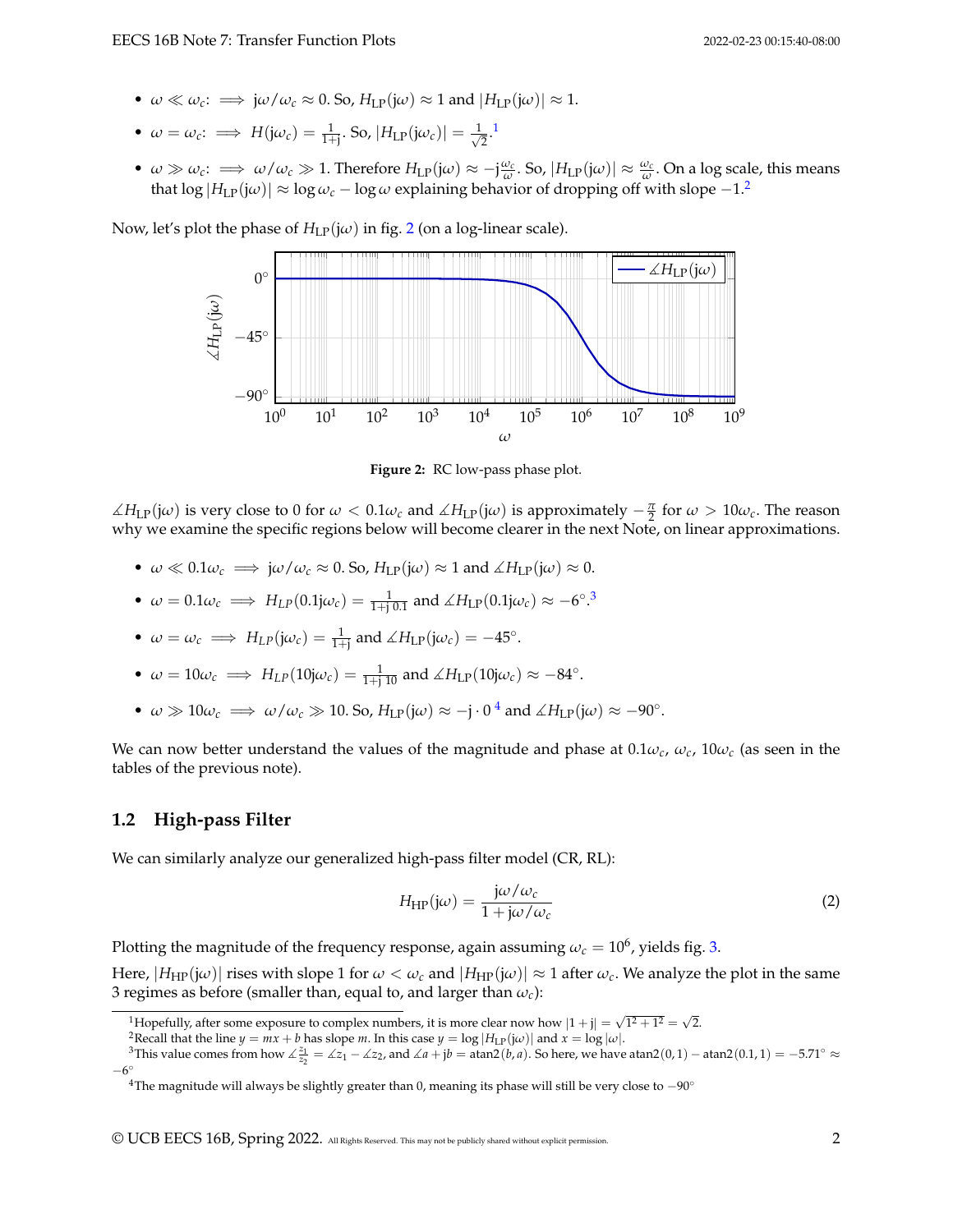- $\omega \ll \omega_c$: $\implies \mathrm{j}\omega/\omega_c \approx 0$. So, $H_{\mathrm{LP}}(\mathrm{j}\omega) \approx 1$ and $|H_{\mathrm{LP}}(\mathrm{j}\omega)| \approx 1$.
- $\omega = \omega_c$: $\implies H(\mathrm{j}\omega_c) = \frac{1}{1+\mathrm{j}}$. So, $|H_{\mathrm{LP}}(\mathrm{j}\omega_c)| = \frac{1}{\sqrt{2}}$.[1]
- $\omega \gg \omega_c$: $\implies \omega/\omega_c \gg 1$. Therefore $H_{\mathrm{LP}}(\mathrm{j}\omega) \approx -\mathrm{j}\frac{\omega_c}{\omega}$. So, $|H_{\mathrm{LP}}(\mathrm{j}\omega)| \approx \frac{\omega_c}{\omega}$. On a log scale, this means that $\log|H_{\mathrm{LP}}(\mathrm{j}\omega)| \approx \log\omega_c - \log\omega$ explaining behavior of dropping off with slope $-1$.[2]

Now, let's plot the phase of $H_{\mathrm{LP}}(\mathrm{j}\omega)$ in fig. 2 (on a log-linear scale).

**Figure 2:** RC low-pass phase plot.

$\measuredangle H_{\mathrm{LP}}(\mathrm{j}\omega)$ is very close to 0 for $\omega < 0.1\omega_c$ and $\measuredangle H_{\mathrm{LP}}(\mathrm{j}\omega)$ is approximately $-\frac{\pi}{2}$ for $\omega > 10\omega_c$. The reason why we examine the specific regions below will become clearer in the next Note, on linear approximations.

- $\omega \ll 0.1\omega_c \implies \mathrm{j}\omega/\omega_c \approx 0$. So, $H_{\mathrm{LP}}(\mathrm{j}\omega) \approx 1$ and $\measuredangle H_{\mathrm{LP}}(\mathrm{j}\omega) \approx 0$.
- $\omega = 0.1\omega_c \implies H_{LP}(0.1\mathrm{j}\omega_c) = \frac{1}{1+\mathrm{j}\,0.1}$ and $\measuredangle H_{\mathrm{LP}}(0.1\mathrm{j}\omega_c) \approx -6^\circ$.[3]
- $\omega = \omega_c \implies H_{LP}(\mathrm{j}\omega_c) = \frac{1}{1+\mathrm{j}}$ and $\measuredangle H_{\mathrm{LP}}(\mathrm{j}\omega_c) = -45^\circ$.
- $\omega = 10\omega_c \implies H_{LP}(10\mathrm{j}\omega_c) = \frac{1}{1+\mathrm{j}\,10}$ and $\measuredangle H_{\mathrm{LP}}(10\mathrm{j}\omega_c) \approx -84^\circ$.
- $\omega \gg 10\omega_c \implies \omega/\omega_c \gg 10$. So, $H_{\mathrm{LP}}(\mathrm{j}\omega) \approx -\mathrm{j}\cdot 0$ [4] and $\measuredangle H_{\mathrm{LP}}(\mathrm{j}\omega) \approx -90^\circ$.

We can now better understand the values of the magnitude and phase at $0.1\omega_c$, $\omega_c$, $10\omega_c$ (as seen in the tables of the previous note).

### 1.2 High-pass Filter

We can similarly analyze our generalized high-pass filter model (CR, RL):

$$H_{\mathrm{HP}}(\mathrm{j}\omega) = \frac{\mathrm{j}\omega/\omega_c}{1+\mathrm{j}\omega/\omega_c} \tag{2}$$

Plotting the magnitude of the frequency response, again assuming $\omega_c = 10^6$, yields fig. 3.

Here, $|H_{\mathrm{HP}}(\mathrm{j}\omega)|$ rises with slope 1 for $\omega < \omega_c$ and $|H_{\mathrm{HP}}(\mathrm{j}\omega)| \approx 1$ after $\omega_c$. We analyze the plot in the same 3 regimes as before (smaller than, equal to, and larger than $\omega_c$):

---

[1] Hopefully, after some exposure to complex numbers, it is more clear now how $|1+\mathrm{j}| = \sqrt{1^2+1^2} = \sqrt{2}$.

[2] Recall that the line $y = mx + b$ has slope $m$. In this case $y = \log|H_{\mathrm{LP}}(\mathrm{j}\omega)|$ and $x = \log|\omega|$.

[3] This value comes from how $\measuredangle\frac{z_1}{z_2} = \measuredangle z_1 - \measuredangle z_2$, and $\measuredangle a + \mathrm{j}b = \mathrm{atan2}(b, a)$. So here, we have $\mathrm{atan2}(0,1) - \mathrm{atan2}(0.1, 1) = -5.71^\circ \approx -6^\circ$

[4] The magnitude will always be slightly greater than 0, meaning its phase will still be very close to $-90^\circ$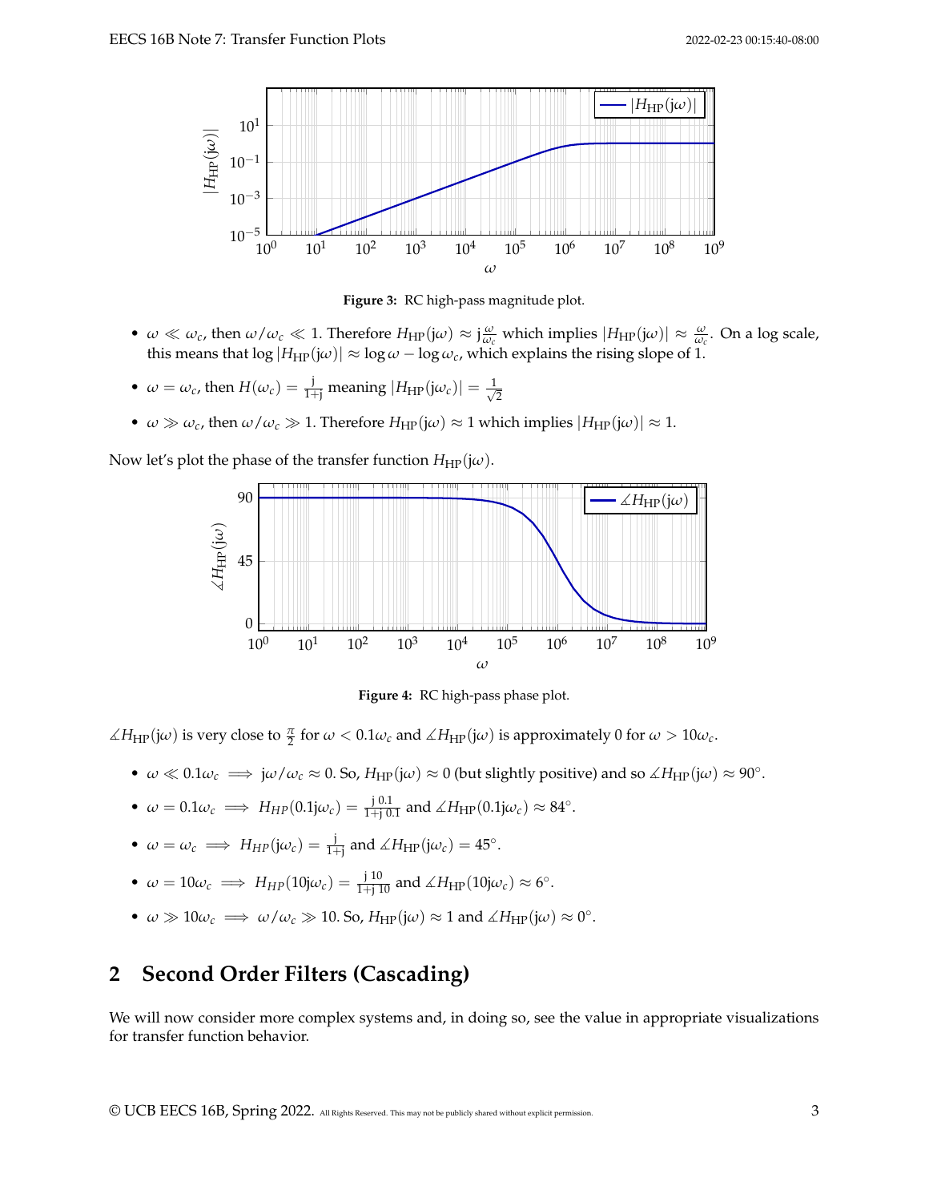**Figure 3:** RC high-pass magnitude plot.

- $\omega \ll \omega_c$, then $\omega/\omega_c \ll 1$. Therefore $H_{\text{HP}}(\text{j}\omega) \approx \text{j}\frac{\omega}{\omega_c}$ which implies $|H_{\text{HP}}(\text{j}\omega)| \approx \frac{\omega}{\omega_c}$. On a log scale, this means that $\log|H_{\text{HP}}(\text{j}\omega)| \approx \log\omega - \log\omega_c$, which explains the rising slope of 1.
- $\omega = \omega_c$, then $H(\omega_c) = \frac{\text{j}}{1+\text{j}}$ meaning $|H_{\text{HP}}(\text{j}\omega_c)| = \frac{1}{\sqrt{2}}$
- $\omega \gg \omega_c$, then $\omega/\omega_c \gg 1$. Therefore $H_{\text{HP}}(\text{j}\omega) \approx 1$ which implies $|H_{\text{HP}}(\text{j}\omega)| \approx 1$.

Now let's plot the phase of the transfer function $H_{\text{HP}}(\text{j}\omega)$.

**Figure 4:** RC high-pass phase plot.

$\measuredangle H_{\text{HP}}(\text{j}\omega)$ is very close to $\frac{\pi}{2}$ for $\omega < 0.1\omega_c$ and $\measuredangle H_{\text{HP}}(\text{j}\omega)$ is approximately 0 for $\omega > 10\omega_c$.

- $\omega \ll 0.1\omega_c \implies \text{j}\omega/\omega_c \approx 0$. So, $H_{\text{HP}}(\text{j}\omega) \approx 0$ (but slightly positive) and so $\measuredangle H_{\text{HP}}(\text{j}\omega) \approx 90^\circ$.
- $\omega = 0.1\omega_c \implies H_{HP}(0.1\text{j}\omega_c) = \frac{\text{j}\,0.1}{1+\text{j}\,0.1}$ and $\measuredangle H_{\text{HP}}(0.1\text{j}\omega_c) \approx 84^\circ$.
- $\omega = \omega_c \implies H_{HP}(\text{j}\omega_c) = \frac{\text{j}}{1+\text{j}}$ and $\measuredangle H_{\text{HP}}(\text{j}\omega_c) = 45^\circ$.
- $\omega = 10\omega_c \implies H_{HP}(10\text{j}\omega_c) = \frac{\text{j}\,10}{1+\text{j}\,10}$ and $\measuredangle H_{\text{HP}}(10\text{j}\omega_c) \approx 6^\circ$.
- $\omega \gg 10\omega_c \implies \omega/\omega_c \gg 10$. So, $H_{\text{HP}}(\text{j}\omega) \approx 1$ and $\measuredangle H_{\text{HP}}(\text{j}\omega) \approx 0^\circ$.

## 2 Second Order Filters (Cascading)

We will now consider more complex systems and, in doing so, see the value in appropriate visualizations for transfer function behavior.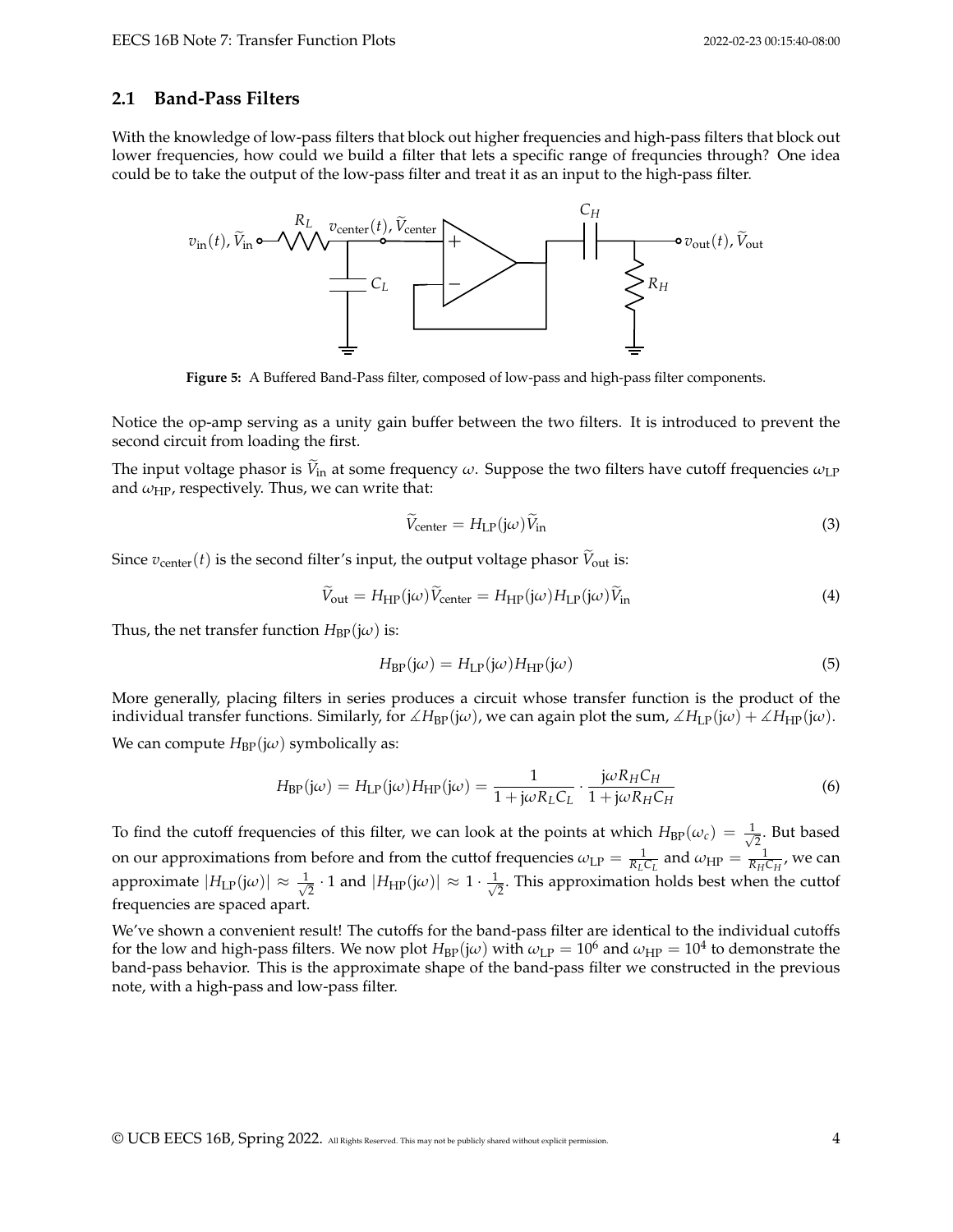## 2.1 Band-Pass Filters

With the knowledge of low-pass filters that block out higher frequencies and high-pass filters that block out lower frequencies, how could we build a filter that lets a specific range of frequncies through? One idea could be to take the output of the low-pass filter and treat it as an input to the high-pass filter.

**Figure 5:** A Buffered Band-Pass filter, composed of low-pass and high-pass filter components.

Notice the op-amp serving as a unity gain buffer between the two filters. It is introduced to prevent the second circuit from loading the first.

The input voltage phasor is $\widetilde{V}_{\text{in}}$ at some frequency $\omega$. Suppose the two filters have cutoff frequencies $\omega_{\text{LP}}$ and $\omega_{\text{HP}}$, respectively. Thus, we can write that:

$$\widetilde{V}_{\text{center}} = H_{\text{LP}}(\mathrm{j}\omega)\widetilde{V}_{\text{in}} \tag{3}$$

Since $v_{\text{center}}(t)$ is the second filter's input, the output voltage phasor $\widetilde{V}_{\text{out}}$ is:

$$\widetilde{V}_{\text{out}} = H_{\text{HP}}(\mathrm{j}\omega)\widetilde{V}_{\text{center}} = H_{\text{HP}}(\mathrm{j}\omega)H_{\text{LP}}(\mathrm{j}\omega)\widetilde{V}_{\text{in}} \tag{4}$$

Thus, the net transfer function $H_{\text{BP}}(\mathrm{j}\omega)$ is:

$$H_{\text{BP}}(\mathrm{j}\omega) = H_{\text{LP}}(\mathrm{j}\omega)H_{\text{HP}}(\mathrm{j}\omega) \tag{5}$$

More generally, placing filters in series produces a circuit whose transfer function is the product of the individual transfer functions. Similarly, for $\measuredangle H_{\text{BP}}(\mathrm{j}\omega)$, we can again plot the sum, $\measuredangle H_{\text{LP}}(\mathrm{j}\omega) + \measuredangle H_{\text{HP}}(\mathrm{j}\omega)$.

We can compute $H_{\text{BP}}(\mathrm{j}\omega)$ symbolically as:

$$H_{\text{BP}}(\mathrm{j}\omega) = H_{\text{LP}}(\mathrm{j}\omega)H_{\text{HP}}(\mathrm{j}\omega) = \frac{1}{1 + \mathrm{j}\omega R_L C_L} \cdot \frac{\mathrm{j}\omega R_H C_H}{1 + \mathrm{j}\omega R_H C_H} \tag{6}$$

To find the cutoff frequencies of this filter, we can look at the points at which $H_{\text{BP}}(\omega_c) = \frac{1}{\sqrt{2}}$. But based on our approximations from before and from the cuttof frequencies $\omega_{\text{LP}} = \frac{1}{R_L C_L}$ and $\omega_{\text{HP}} = \frac{1}{R_H C_H}$, we can approximate $|H_{\text{LP}}(\mathrm{j}\omega)| \approx \frac{1}{\sqrt{2}} \cdot 1$ and $|H_{\text{HP}}(\mathrm{j}\omega)| \approx 1 \cdot \frac{1}{\sqrt{2}}$. This approximation holds best when the cuttof frequencies are spaced apart.

We've shown a convenient result! The cutoffs for the band-pass filter are identical to the individual cutoffs for the low and high-pass filters. We now plot $H_{\text{BP}}(\mathrm{j}\omega)$ with $\omega_{\text{LP}} = 10^6$ and $\omega_{\text{HP}} = 10^4$ to demonstrate the band-pass behavior. This is the approximate shape of the band-pass filter we constructed in the previous note, with a high-pass and low-pass filter.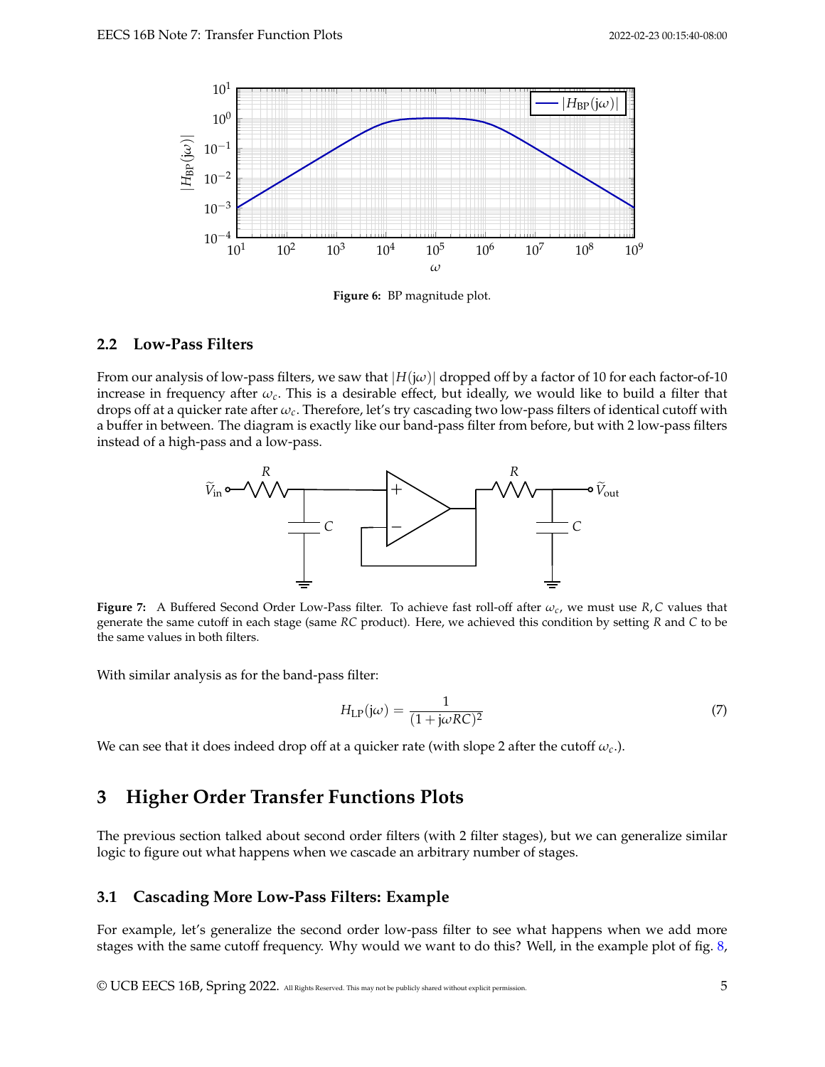**Figure 6:** BP magnitude plot.

### 2.2 Low-Pass Filters

From our analysis of low-pass filters, we saw that $|H(j\omega)|$ dropped off by a factor of 10 for each factor-of-10 increase in frequency after $\omega_c$. This is a desirable effect, but ideally, we would like to build a filter that drops off at a quicker rate after $\omega_c$. Therefore, let's try cascading two low-pass filters of identical cutoff with a buffer in between. The diagram is exactly like our band-pass filter from before, but with 2 low-pass filters instead of a high-pass and a low-pass.

**Figure 7:** A Buffered Second Order Low-Pass filter. To achieve fast roll-off after $\omega_c$, we must use $R, C$ values that generate the same cutoff in each stage (same $RC$ product). Here, we achieved this condition by setting $R$ and $C$ to be the same values in both filters.

With similar analysis as for the band-pass filter:

$$H_{\text{LP}}(j\omega) = \frac{1}{(1 + j\omega RC)^2} \tag{7}$$

We can see that it does indeed drop off at a quicker rate (with slope 2 after the cutoff $\omega_c$.).

## 3 Higher Order Transfer Functions Plots

The previous section talked about second order filters (with 2 filter stages), but we can generalize similar logic to figure out what happens when we cascade an arbitrary number of stages.

### 3.1 Cascading More Low-Pass Filters: Example

For example, let's generalize the second order low-pass filter to see what happens when we add more stages with the same cutoff frequency. Why would we want to do this? Well, in the example plot of fig. 8,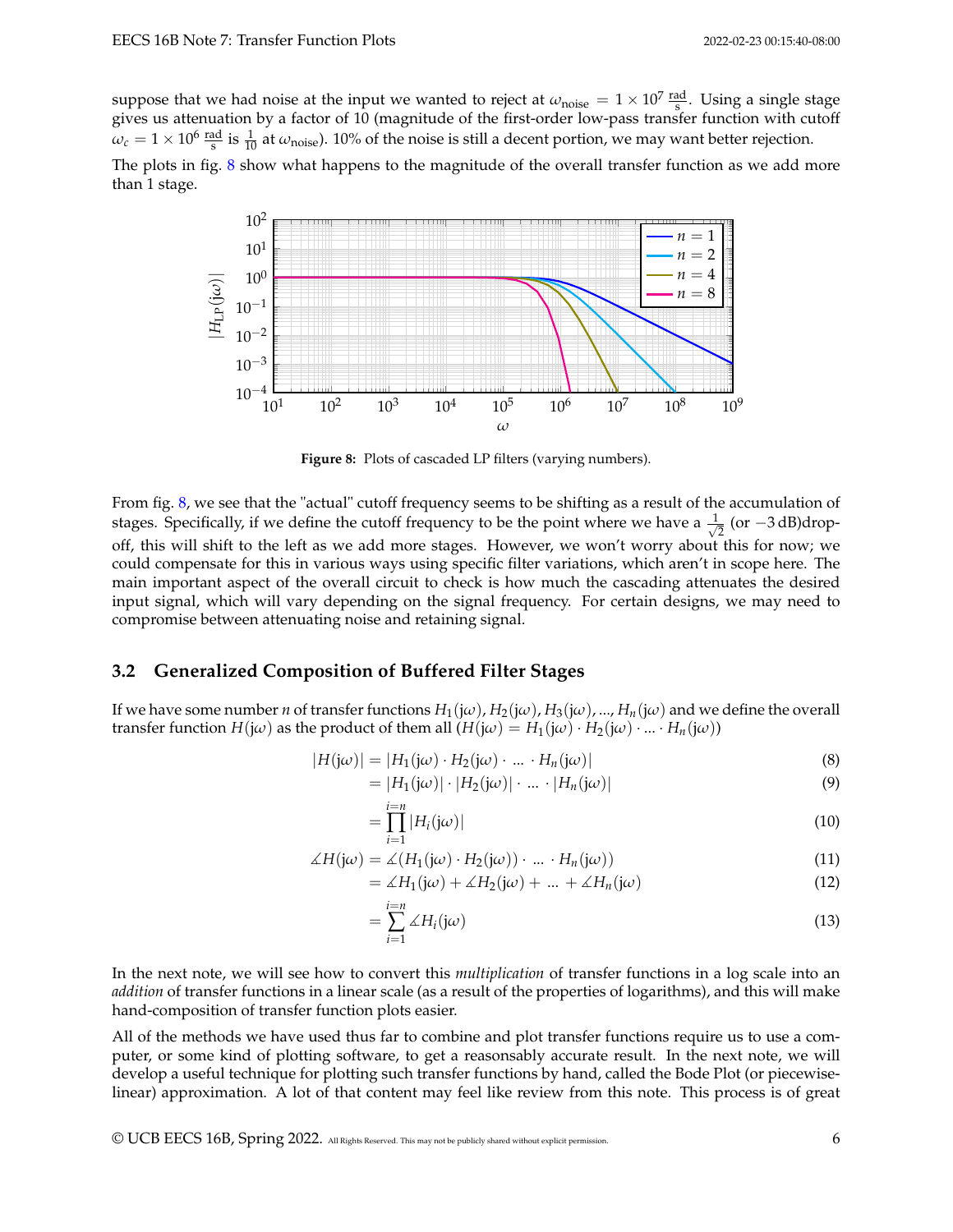suppose that we had noise at the input we wanted to reject at $\omega_{\text{noise}} = 1 \times 10^7 \frac{\text{rad}}{\text{s}}$. Using a single stage gives us attenuation by a factor of 10 (magnitude of the first-order low-pass transfer function with cutoff $\omega_c = 1 \times 10^6 \frac{\text{rad}}{\text{s}}$ is $\frac{1}{10}$ at $\omega_{\text{noise}}$). 10% of the noise is still a decent portion, we may want better rejection.

The plots in fig. 8 show what happens to the magnitude of the overall transfer function as we add more than 1 stage.

**Figure 8:** Plots of cascaded LP filters (varying numbers).

From fig. 8, we see that the "actual" cutoff frequency seems to be shifting as a result of the accumulation of stages. Specifically, if we define the cutoff frequency to be the point where we have a $\frac{1}{\sqrt{2}}$ (or $-3\,\text{dB}$)drop-off, this will shift to the left as we add more stages. However, we won't worry about this for now; we could compensate for this in various ways using specific filter variations, which aren't in scope here. The main important aspect of the overall circuit to check is how much the cascading attenuates the desired input signal, which will vary depending on the signal frequency. For certain designs, we may need to compromise between attenuating noise and retaining signal.

## 3.2 Generalized Composition of Buffered Filter Stages

If we have some number $n$ of transfer functions $H_1(\text{j}\omega), H_2(\text{j}\omega), H_3(\text{j}\omega), ..., H_n(\text{j}\omega)$ and we define the overall transfer function $H(\text{j}\omega)$ as the product of them all ($H(\text{j}\omega) = H_1(\text{j}\omega) \cdot H_2(\text{j}\omega) \cdot ... \cdot H_n(\text{j}\omega)$)

$$
\begin{aligned}
|H(\text{j}\omega)| &= |H_1(\text{j}\omega) \cdot H_2(\text{j}\omega) \cdot \ ... \ \cdot H_n(\text{j}\omega)| && (8) \\
&= |H_1(\text{j}\omega)| \cdot |H_2(\text{j}\omega)| \cdot \ ... \ \cdot |H_n(\text{j}\omega)| && (9) \\
&= \prod_{i=1}^{i=n} |H_i(\text{j}\omega)| && (10) \\
\measuredangle H(\text{j}\omega) &= \measuredangle(H_1(\text{j}\omega) \cdot H_2(\text{j}\omega)) \cdot \ ... \ \cdot H_n(\text{j}\omega)) && (11) \\
&= \measuredangle H_1(\text{j}\omega) + \measuredangle H_2(\text{j}\omega) + \ ... \ + \measuredangle H_n(\text{j}\omega) && (12) \\
&= \sum_{i=1}^{i=n} \measuredangle H_i(\text{j}\omega) && (13)
\end{aligned}
$$

In the next note, we will see how to convert this *multiplication* of transfer functions in a log scale into an *addition* of transfer functions in a linear scale (as a result of the properties of logarithms), and this will make hand-composition of transfer function plots easier.

All of the methods we have used thus far to combine and plot transfer functions require us to use a computer, or some kind of plotting software, to get a reasonably accurate result. In the next note, we will develop a useful technique for plotting such transfer functions by hand, called the Bode Plot (or piecewise-linear) approximation. A lot of that content may feel like review from this note. This process is of great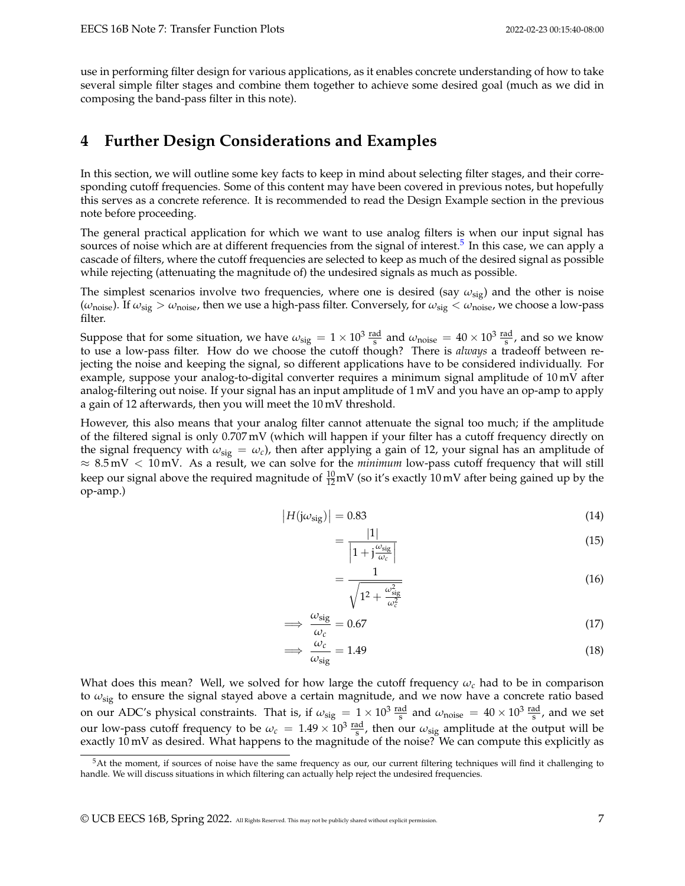use in performing filter design for various applications, as it enables concrete understanding of how to take several simple filter stages and combine them together to achieve some desired goal (much as we did in composing the band-pass filter in this note).

## 4 Further Design Considerations and Examples

In this section, we will outline some key facts to keep in mind about selecting filter stages, and their corresponding cutoff frequencies. Some of this content may have been covered in previous notes, but hopefully this serves as a concrete reference. It is recommended to read the Design Example section in the previous note before proceeding.

The general practical application for which we want to use analog filters is when our input signal has sources of noise which are at different frequencies from the signal of interest.[5] In this case, we can apply a cascade of filters, where the cutoff frequencies are selected to keep as much of the desired signal as possible while rejecting (attenuating the magnitude of) the undesired signals as much as possible.

The simplest scenarios involve two frequencies, where one is desired (say $\omega_{\text{sig}}$) and the other is noise ($\omega_{\text{noise}}$). If $\omega_{\text{sig}} > \omega_{\text{noise}}$, then we use a high-pass filter. Conversely, for $\omega_{\text{sig}} < \omega_{\text{noise}}$, we choose a low-pass filter.

Suppose that for some situation, we have $\omega_{\text{sig}} = 1 \times 10^3 \, \frac{\text{rad}}{\text{s}}$ and $\omega_{\text{noise}} = 40 \times 10^3 \, \frac{\text{rad}}{\text{s}}$, and so we know to use a low-pass filter. How do we choose the cutoff though? There is *always* a tradeoff between rejecting the noise and keeping the signal, so different applications have to be considered individually. For example, suppose your analog-to-digital converter requires a minimum signal amplitude of 10 mV after analog-filtering out noise. If your signal has an input amplitude of 1 mV and you have an op-amp to apply a gain of 12 afterwards, then you will meet the 10 mV threshold.

However, this also means that your analog filter cannot attenuate the signal too much; if the amplitude of the filtered signal is only 0.707 mV (which will happen if your filter has a cutoff frequency directly on the signal frequency with $\omega_{\text{sig}} = \omega_c$), then after applying a gain of 12, your signal has an amplitude of $\approx 8.5\,\text{mV} < 10\,\text{mV}$. As a result, we can solve for the *minimum* low-pass cutoff frequency that will still keep our signal above the required magnitude of $\frac{10}{12}$mV (so it's exactly 10 mV after being gained up by the op-amp.)

$$\left|H(\mathrm{j}\omega_{\text{sig}})\right| = 0.83 \tag{14}$$

$$= \frac{|1|}{\left|1 + \mathrm{j}\frac{\omega_{\text{sig}}}{\omega_c}\right|} \tag{15}$$

$$= \frac{1}{\sqrt{1^2 + \frac{\omega_{\text{sig}}^2}{\omega_c^2}}} \tag{16}$$

$$\implies \frac{\omega_{\text{sig}}}{\omega_c} = 0.67 \tag{17}$$

$$\implies \frac{\omega_c}{\omega_{\text{sig}}} = 1.49 \tag{18}$$

What does this mean? Well, we solved for how large the cutoff frequency $\omega_c$ had to be in comparison to $\omega_{\text{sig}}$ to ensure the signal stayed above a certain magnitude, and we now have a concrete ratio based on our ADC's physical constraints. That is, if $\omega_{\text{sig}} = 1 \times 10^3 \, \frac{\text{rad}}{\text{s}}$ and $\omega_{\text{noise}} = 40 \times 10^3 \, \frac{\text{rad}}{\text{s}}$, and we set our low-pass cutoff frequency to be $\omega_c = 1.49 \times 10^3 \, \frac{\text{rad}}{\text{s}}$, then our $\omega_{\text{sig}}$ amplitude at the output will be exactly 10 mV as desired. What happens to the magnitude of the noise? We can compute this explicitly as

[5] At the moment, if sources of noise have the same frequency as our, our current filtering techniques will find it challenging to handle. We will discuss situations in which filtering can actually help reject the undesired frequencies.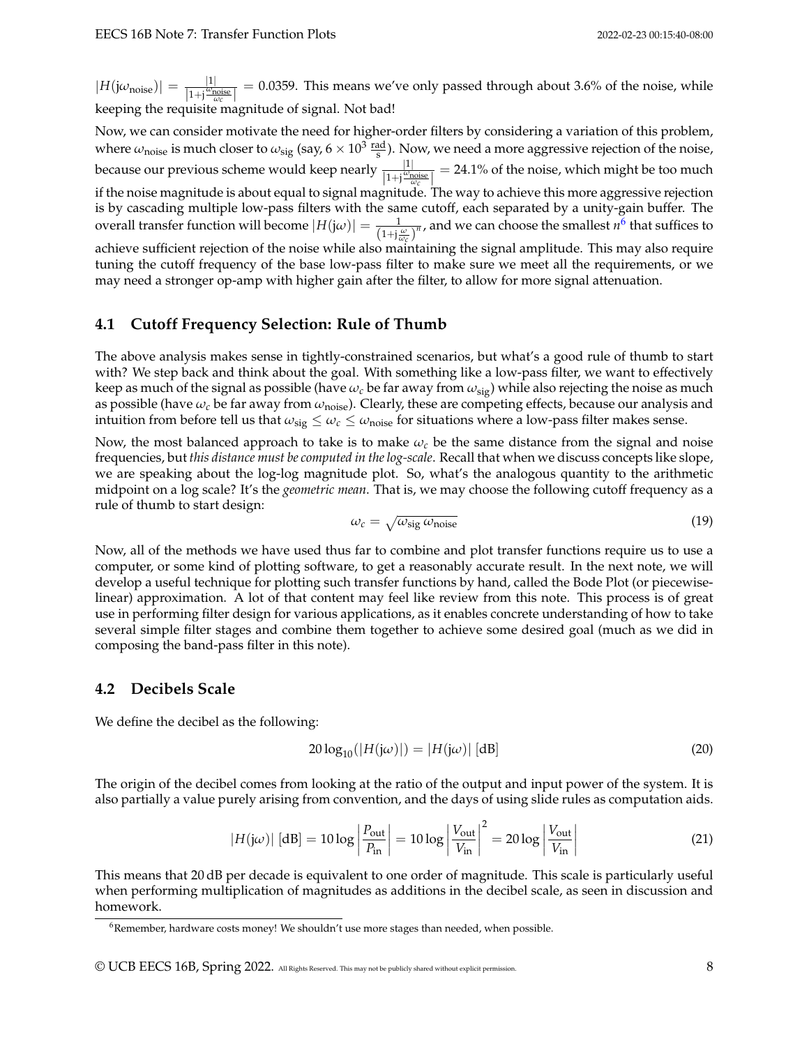$|H(\mathrm{j}\omega_{\text{noise}})| = \frac{|1|}{\left|1+\mathrm{j}\frac{\omega_{\text{noise}}}{\omega_c}\right|} = 0.0359$. This means we've only passed through about 3.6% of the noise, while keeping the requisite magnitude of signal. Not bad!

Now, we can consider motivate the need for higher-order filters by considering a variation of this problem, where $\omega_{\text{noise}}$ is much closer to $\omega_{\text{sig}}$ (say, $6 \times 10^3 \, \frac{\text{rad}}{\text{s}}$). Now, we need a more aggressive rejection of the noise, because our previous scheme would keep nearly $\frac{|1|}{\left|1+\mathrm{j}\frac{\omega_{\text{noise}}}{\omega_c}\right|} = 24.1\%$ of the noise, which might be too much if the noise magnitude is about equal to signal magnitude. The way to achieve this more aggressive rejection is by cascading multiple low-pass filters with the same cutoff, each separated by a unity-gain buffer. The overall transfer function will become $|H(\mathrm{j}\omega)| = \frac{1}{\left(1+\mathrm{j}\frac{\omega}{\omega_c}\right)^n}$, and we can choose the smallest $n$[6] that suffices to achieve sufficient rejection of the noise while also maintaining the signal amplitude. This may also require tuning the cutoff frequency of the base low-pass filter to make sure we meet all the requirements, or we may need a stronger op-amp with higher gain after the filter, to allow for more signal attenuation.

## 4.1 Cutoff Frequency Selection: Rule of Thumb

The above analysis makes sense in tightly-constrained scenarios, but what's a good rule of thumb to start with? We step back and think about the goal. With something like a low-pass filter, we want to effectively keep as much of the signal as possible (have $\omega_c$ be far away from $\omega_{\text{sig}}$) while also rejecting the noise as much as possible (have $\omega_c$ be far away from $\omega_{\text{noise}}$). Clearly, these are competing effects, because our analysis and intuition from before tell us that $\omega_{\text{sig}} \leq \omega_c \leq \omega_{\text{noise}}$ for situations where a low-pass filter makes sense.

Now, the most balanced approach to take is to make $\omega_c$ be the same distance from the signal and noise frequencies, but *this distance must be computed in the log-scale*. Recall that when we discuss concepts like slope, we are speaking about the log-log magnitude plot. So, what's the analogous quantity to the arithmetic midpoint on a log scale? It's the *geometric mean*. That is, we may choose the following cutoff frequency as a rule of thumb to start design:

$$\omega_c = \sqrt{\omega_{\text{sig}} \, \omega_{\text{noise}}} \tag{19}$$

Now, all of the methods we have used thus far to combine and plot transfer functions require us to use a computer, or some kind of plotting software, to get a reasonably accurate result. In the next note, we will develop a useful technique for plotting such transfer functions by hand, called the Bode Plot (or piecewise-linear) approximation. A lot of that content may feel like review from this note. This process is of great use in performing filter design for various applications, as it enables concrete understanding of how to take several simple filter stages and combine them together to achieve some desired goal (much as we did in composing the band-pass filter in this note).

## 4.2 Decibels Scale

We define the decibel as the following:

$$20\log_{10}(|H(\mathrm{j}\omega)|) = |H(\mathrm{j}\omega)| \text{ [dB]} \tag{20}$$

The origin of the decibel comes from looking at the ratio of the output and input power of the system. It is also partially a value purely arising from convention, and the days of using slide rules as computation aids.

$$|H(\mathrm{j}\omega)| \text{ [dB]} = 10\log\left|\frac{P_{\text{out}}}{P_{\text{in}}}\right| = 10\log\left|\frac{V_{\text{out}}}{V_{\text{in}}}\right|^2 = 20\log\left|\frac{V_{\text{out}}}{V_{\text{in}}}\right| \tag{21}$$

This means that 20 dB per decade is equivalent to one order of magnitude. This scale is particularly useful when performing multiplication of magnitudes as additions in the decibel scale, as seen in discussion and homework.

[6] Remember, hardware costs money! We shouldn't use more stages than needed, when possible.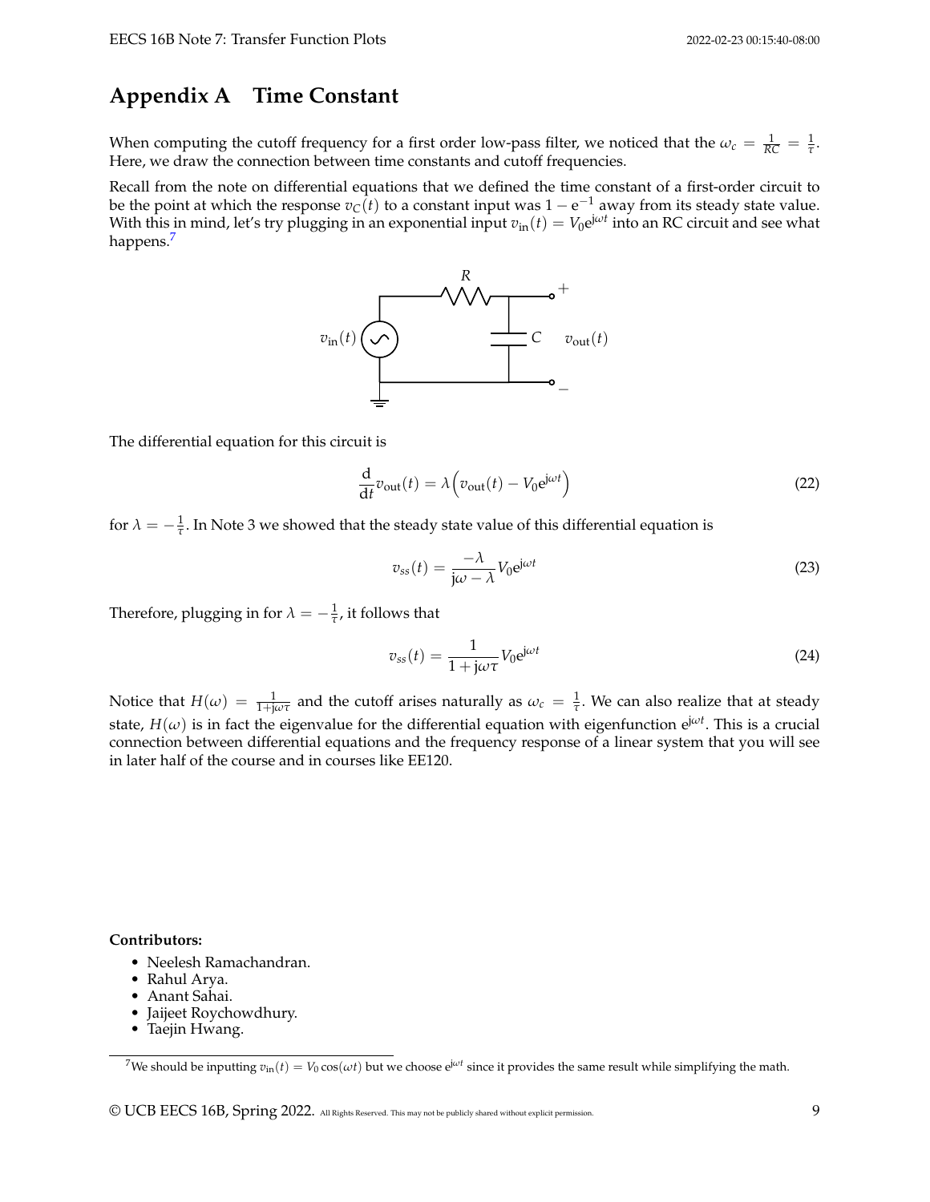# Appendix A Time Constant

When computing the cutoff frequency for a first order low-pass filter, we noticed that the $\omega_c = \frac{1}{RC} = \frac{1}{\tau}$. Here, we draw the connection between time constants and cutoff frequencies.

Recall from the note on differential equations that we defined the time constant of a first-order circuit to be the point at which the response $v_C(t)$ to a constant input was $1 - e^{-1}$ away from its steady state value. With this in mind, let's try plugging in an exponential input $v_{\text{in}}(t) = V_0 e^{j\omega t}$ into an RC circuit and see what happens.[7]

R

$v_{\text{in}}(t)$

C

$v_{\text{out}}(t)$

+

−

The differential equation for this circuit is

$$\frac{d}{dt} v_{\text{out}}(t) = \lambda \left( v_{\text{out}}(t) - V_0 e^{j\omega t} \right) \tag{22}$$

for $\lambda = -\frac{1}{\tau}$. In Note 3 we showed that the steady state value of this differential equation is

$$v_{ss}(t) = \frac{-\lambda}{j\omega - \lambda} V_0 e^{j\omega t} \tag{23}$$

Therefore, plugging in for $\lambda = -\frac{1}{\tau}$, it follows that

$$v_{ss}(t) = \frac{1}{1 + j\omega\tau} V_0 e^{j\omega t} \tag{24}$$

Notice that $H(\omega) = \frac{1}{1+j\omega\tau}$ and the cutoff arises naturally as $\omega_c = \frac{1}{\tau}$. We can also realize that at steady state, $H(\omega)$ is in fact the eigenvalue for the differential equation with eigenfunction $e^{j\omega t}$. This is a crucial connection between differential equations and the frequency response of a linear system that you will see in later half of the course and in courses like EE120.

**Contributors:**

- Neelesh Ramachandran.
- Rahul Arya.
- Anant Sahai.
- Jaijeet Roychowdhury.
- Taejin Hwang.

[7] We should be inputting $v_{\text{in}}(t) = V_0 \cos(\omega t)$ but we choose $e^{j\omega t}$ since it provides the same result while simplifying the math.